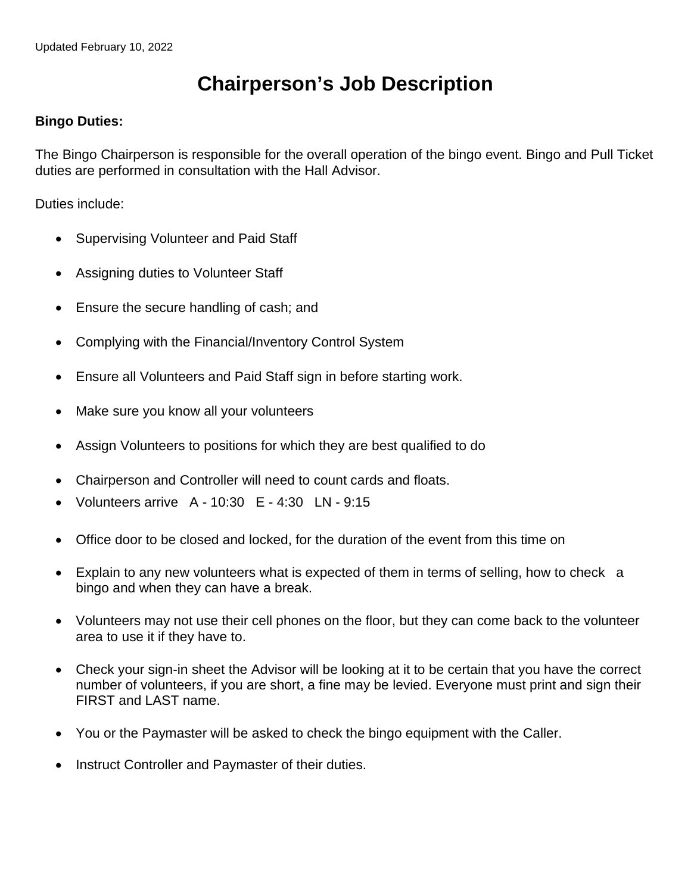Updated February 10, 2022

# Chairperson's Job Description

**Bingo Duties:**

The Bingo Chairperson is responsible for the overall operation of the bingo event. Bingo and Pull Ticket duties are performed in consultation with the Hall Advisor.

Duties include:

- Supervising Volunteer and Paid Staff
- Assigning duties to Volunteer Staff
- Ensure the secure handling of cash; and
- Complying with the Financial/Inventory Control System
- Ensure all Volunteers and Paid Staff sign in before starting work.
- Make sure you know all your volunteers
- Assign Volunteers to positions for which they are best qualified to do
- Chairperson and Controller will need to count cards and floats.
- Volunteers arrive A - 10:30 E - 4:30 LN - 9:15
- Office door to be closed and locked, for the duration of the event from this time on
- Explain to any new volunteers what is expected of them in terms of selling, how to check a bingo and when they can have a break.
- Volunteers may not use their cell phones on the floor, but they can come back to the volunteer area to use it if they have to.
- Check your sign-in sheet the Advisor will be looking at it to be certain that you have the correct number of volunteers, if you are short, a fine may be levied. Everyone must print and sign their FIRST and LAST name.
- You or the Paymaster will be asked to check the bingo equipment with the Caller.
- Instruct Controller and Paymaster of their duties.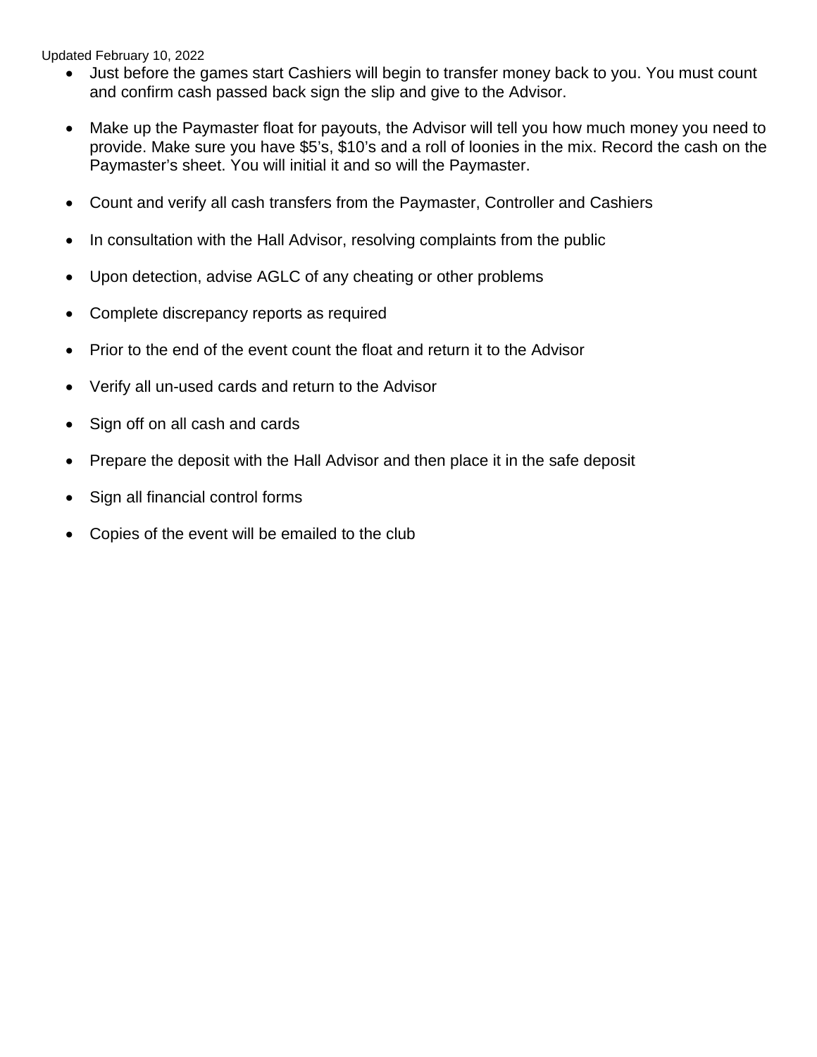Updated February 10, 2022

- Just before the games start Cashiers will begin to transfer money back to you. You must count and confirm cash passed back sign the slip and give to the Advisor.
- Make up the Paymaster float for payouts, the Advisor will tell you how much money you need to provide. Make sure you have $5's, $10's and a roll of loonies in the mix. Record the cash on the Paymaster's sheet. You will initial it and so will the Paymaster.
- Count and verify all cash transfers from the Paymaster, Controller and Cashiers
- In consultation with the Hall Advisor, resolving complaints from the public
- Upon detection, advise AGLC of any cheating or other problems
- Complete discrepancy reports as required
- Prior to the end of the event count the float and return it to the Advisor
- Verify all un-used cards and return to the Advisor
- Sign off on all cash and cards
- Prepare the deposit with the Hall Advisor and then place it in the safe deposit
- Sign all financial control forms
- Copies of the event will be emailed to the club